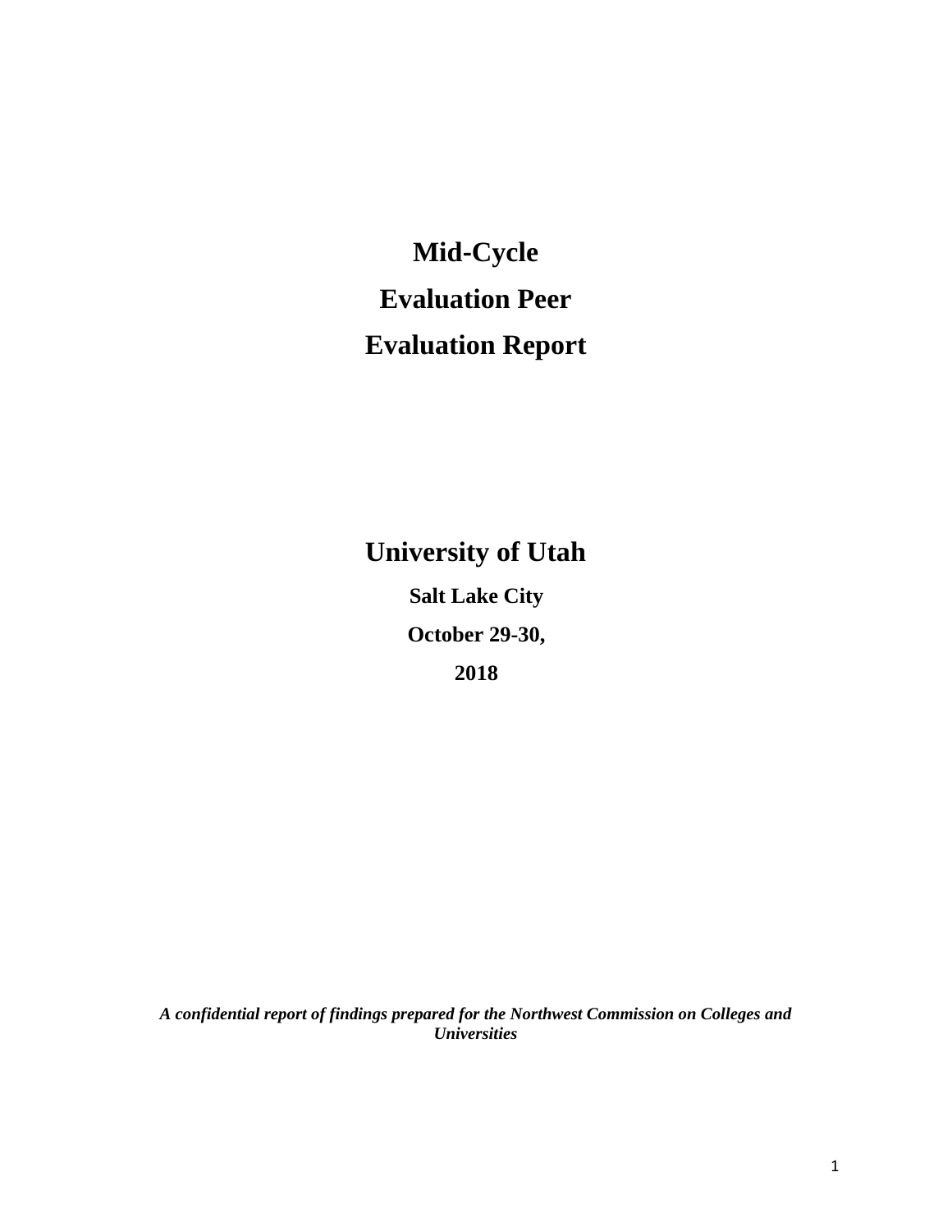# Mid-Cycle Evaluation Peer Evaluation Report

## University of Utah

**Salt Lake City**

**October 29-30, 2018**

***A confidential report of findings prepared for the Northwest Commission on Colleges and Universities***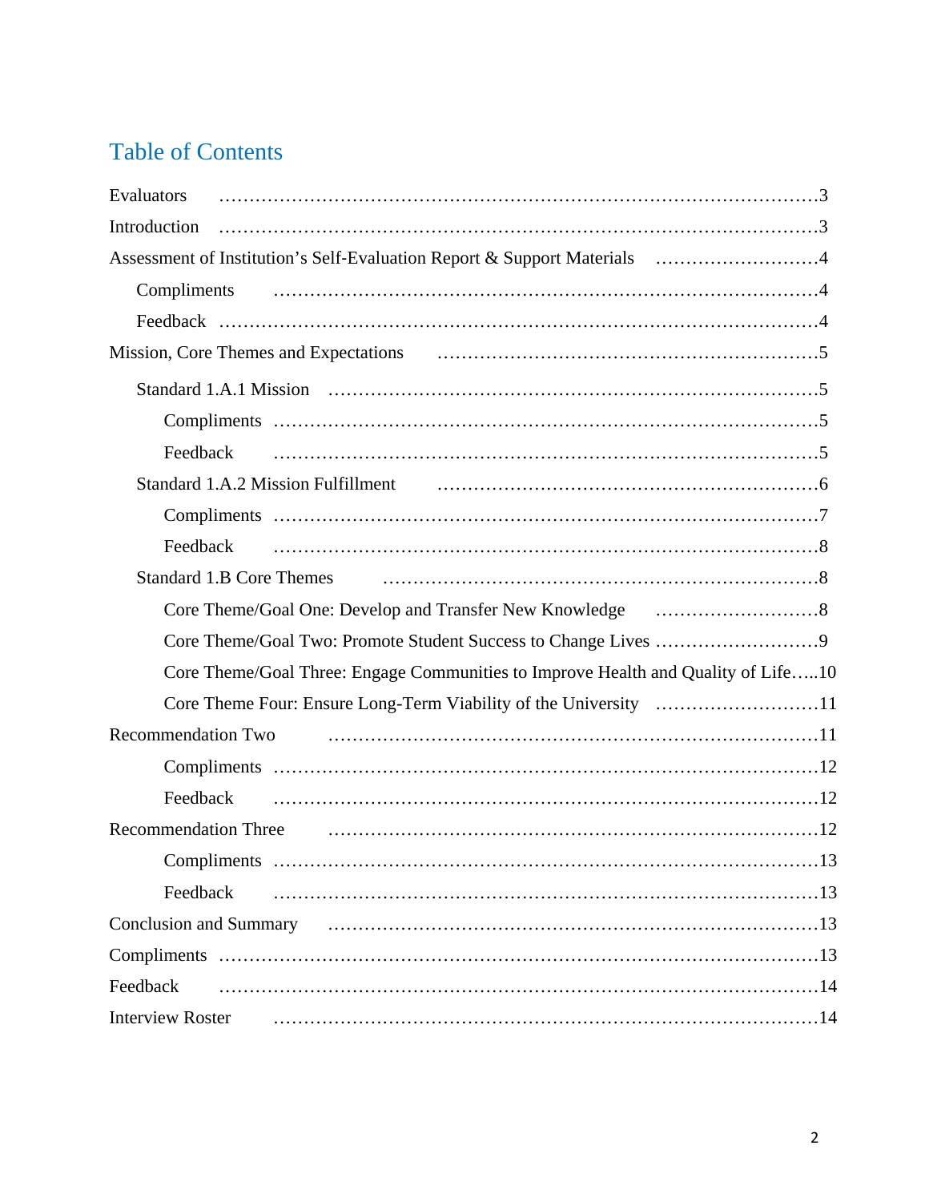# Table of Contents

- Evaluators ......................................................................................3
- Introduction ......................................................................................3
- Assessment of Institution's Self-Evaluation Report & Support Materials ..........................4
  - Compliments ......................................................................................4
  - Feedback ......................................................................................4
- Mission, Core Themes and Expectations ......................................................................................5
  - Standard 1.A.1 Mission ......................................................................................5
    - Compliments ......................................................................................5
    - Feedback ......................................................................................5
  - Standard 1.A.2 Mission Fulfillment ......................................................................................6
    - Compliments ......................................................................................7
    - Feedback ......................................................................................8
  - Standard 1.B Core Themes ......................................................................................8
    - Core Theme/Goal One: Develop and Transfer New Knowledge ..........................8
    - Core Theme/Goal Two: Promote Student Success to Change Lives ..........................9
    - Core Theme/Goal Three: Engage Communities to Improve Health and Quality of Life.....10
    - Core Theme Four: Ensure Long-Term Viability of the University ..........................11
- Recommendation Two ......................................................................................11
    - Compliments ......................................................................................12
    - Feedback ......................................................................................12
- Recommendation Three ......................................................................................12
    - Compliments ......................................................................................13
    - Feedback ......................................................................................13
- Conclusion and Summary ......................................................................................13
- Compliments ......................................................................................13
- Feedback ......................................................................................14
- Interview Roster ......................................................................................14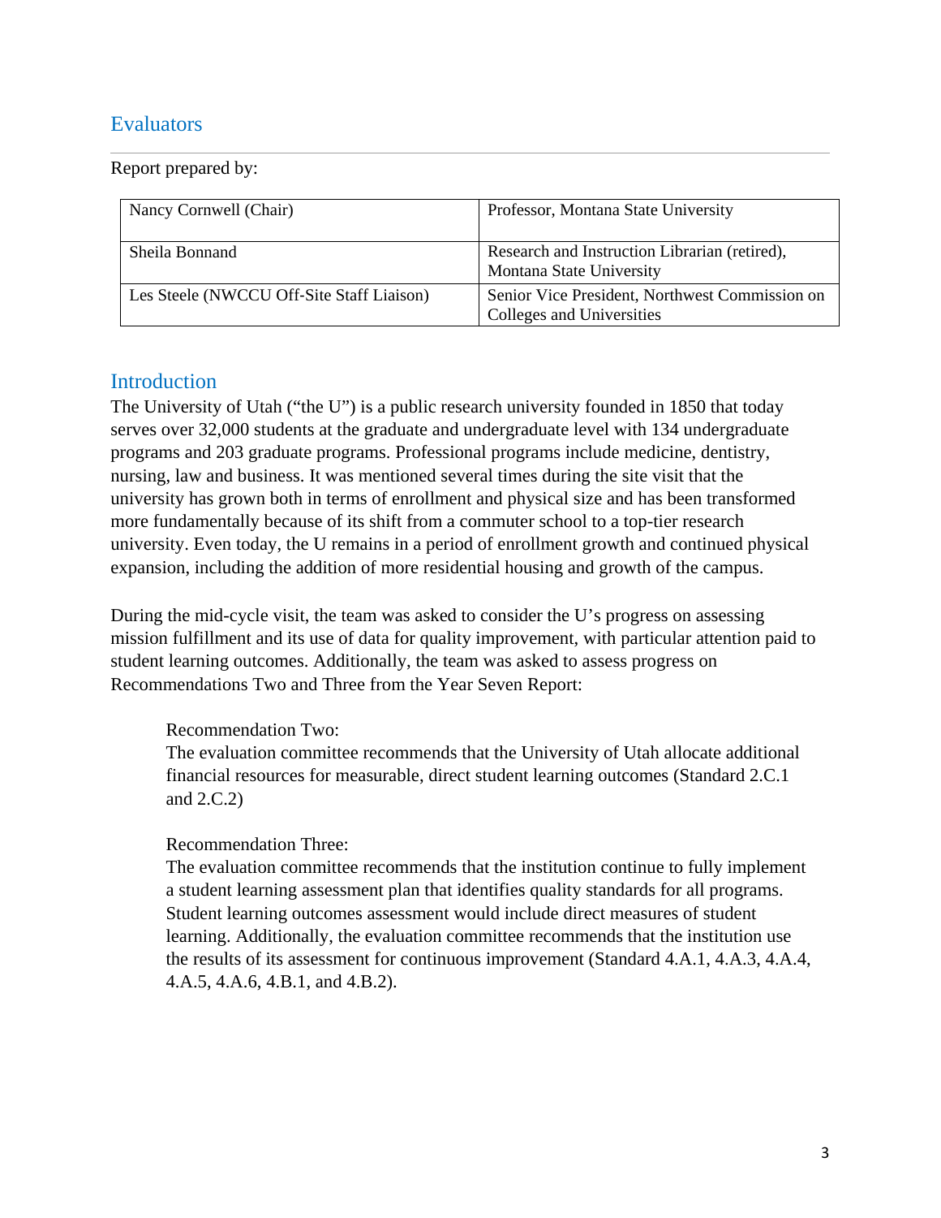## Evaluators

Report prepared by:

| | |
|---|---|
| Nancy Cornwell (Chair) | Professor, Montana State University |
| Sheila Bonnand | Research and Instruction Librarian (retired), Montana State University |
| Les Steele (NWCCU Off-Site Staff Liaison) | Senior Vice President, Northwest Commission on Colleges and Universities |

## Introduction

The University of Utah ("the U") is a public research university founded in 1850 that today serves over 32,000 students at the graduate and undergraduate level with 134 undergraduate programs and 203 graduate programs. Professional programs include medicine, dentistry, nursing, law and business. It was mentioned several times during the site visit that the university has grown both in terms of enrollment and physical size and has been transformed more fundamentally because of its shift from a commuter school to a top-tier research university. Even today, the U remains in a period of enrollment growth and continued physical expansion, including the addition of more residential housing and growth of the campus.

During the mid-cycle visit, the team was asked to consider the U's progress on assessing mission fulfillment and its use of data for quality improvement, with particular attention paid to student learning outcomes. Additionally, the team was asked to assess progress on Recommendations Two and Three from the Year Seven Report:

> Recommendation Two:
> The evaluation committee recommends that the University of Utah allocate additional financial resources for measurable, direct student learning outcomes (Standard 2.C.1 and 2.C.2)
>
> Recommendation Three:
> The evaluation committee recommends that the institution continue to fully implement a student learning assessment plan that identifies quality standards for all programs. Student learning outcomes assessment would include direct measures of student learning. Additionally, the evaluation committee recommends that the institution use the results of its assessment for continuous improvement (Standard 4.A.1, 4.A.3, 4.A.4, 4.A.5, 4.A.6, 4.B.1, and 4.B.2).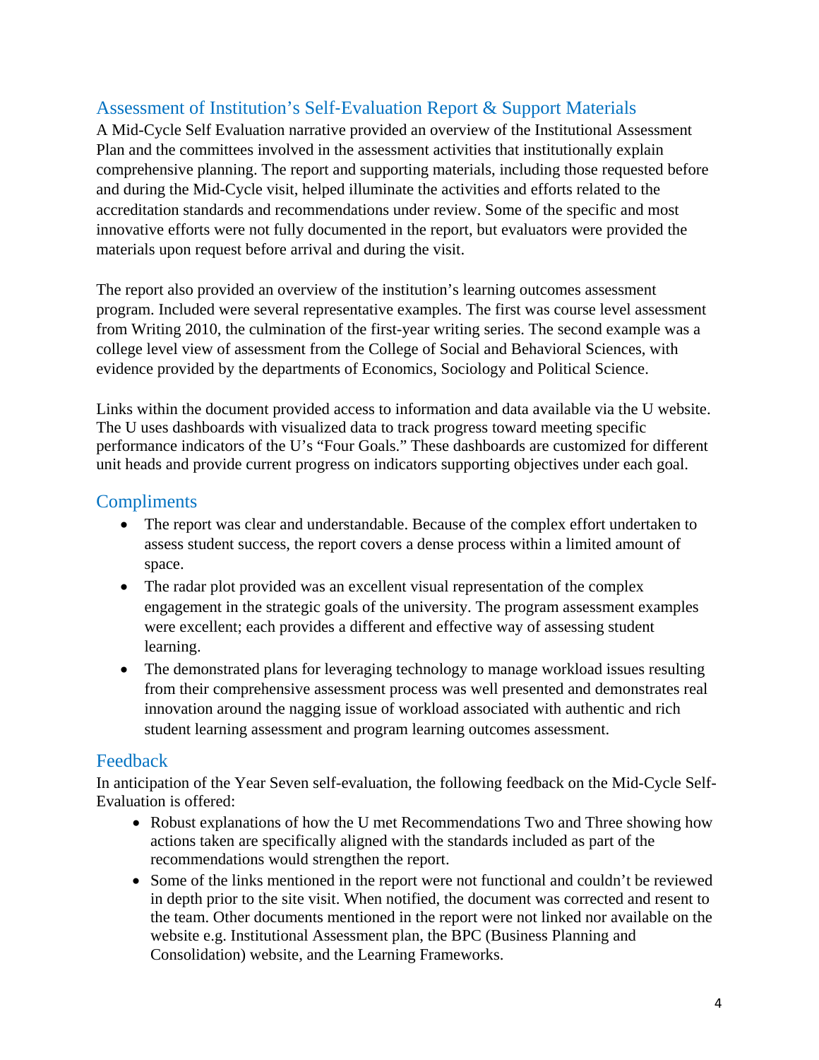## Assessment of Institution's Self-Evaluation Report & Support Materials

A Mid-Cycle Self Evaluation narrative provided an overview of the Institutional Assessment Plan and the committees involved in the assessment activities that institutionally explain comprehensive planning. The report and supporting materials, including those requested before and during the Mid-Cycle visit, helped illuminate the activities and efforts related to the accreditation standards and recommendations under review. Some of the specific and most innovative efforts were not fully documented in the report, but evaluators were provided the materials upon request before arrival and during the visit.

The report also provided an overview of the institution's learning outcomes assessment program. Included were several representative examples. The first was course level assessment from Writing 2010, the culmination of the first-year writing series. The second example was a college level view of assessment from the College of Social and Behavioral Sciences, with evidence provided by the departments of Economics, Sociology and Political Science.

Links within the document provided access to information and data available via the U website. The U uses dashboards with visualized data to track progress toward meeting specific performance indicators of the U's "Four Goals." These dashboards are customized for different unit heads and provide current progress on indicators supporting objectives under each goal.

## Compliments

- The report was clear and understandable. Because of the complex effort undertaken to assess student success, the report covers a dense process within a limited amount of space.
- The radar plot provided was an excellent visual representation of the complex engagement in the strategic goals of the university. The program assessment examples were excellent; each provides a different and effective way of assessing student learning.
- The demonstrated plans for leveraging technology to manage workload issues resulting from their comprehensive assessment process was well presented and demonstrates real innovation around the nagging issue of workload associated with authentic and rich student learning assessment and program learning outcomes assessment.

## Feedback

In anticipation of the Year Seven self-evaluation, the following feedback on the Mid-Cycle Self-Evaluation is offered:

- Robust explanations of how the U met Recommendations Two and Three showing how actions taken are specifically aligned with the standards included as part of the recommendations would strengthen the report.
- Some of the links mentioned in the report were not functional and couldn't be reviewed in depth prior to the site visit. When notified, the document was corrected and resent to the team. Other documents mentioned in the report were not linked nor available on the website e.g. Institutional Assessment plan, the BPC (Business Planning and Consolidation) website, and the Learning Frameworks.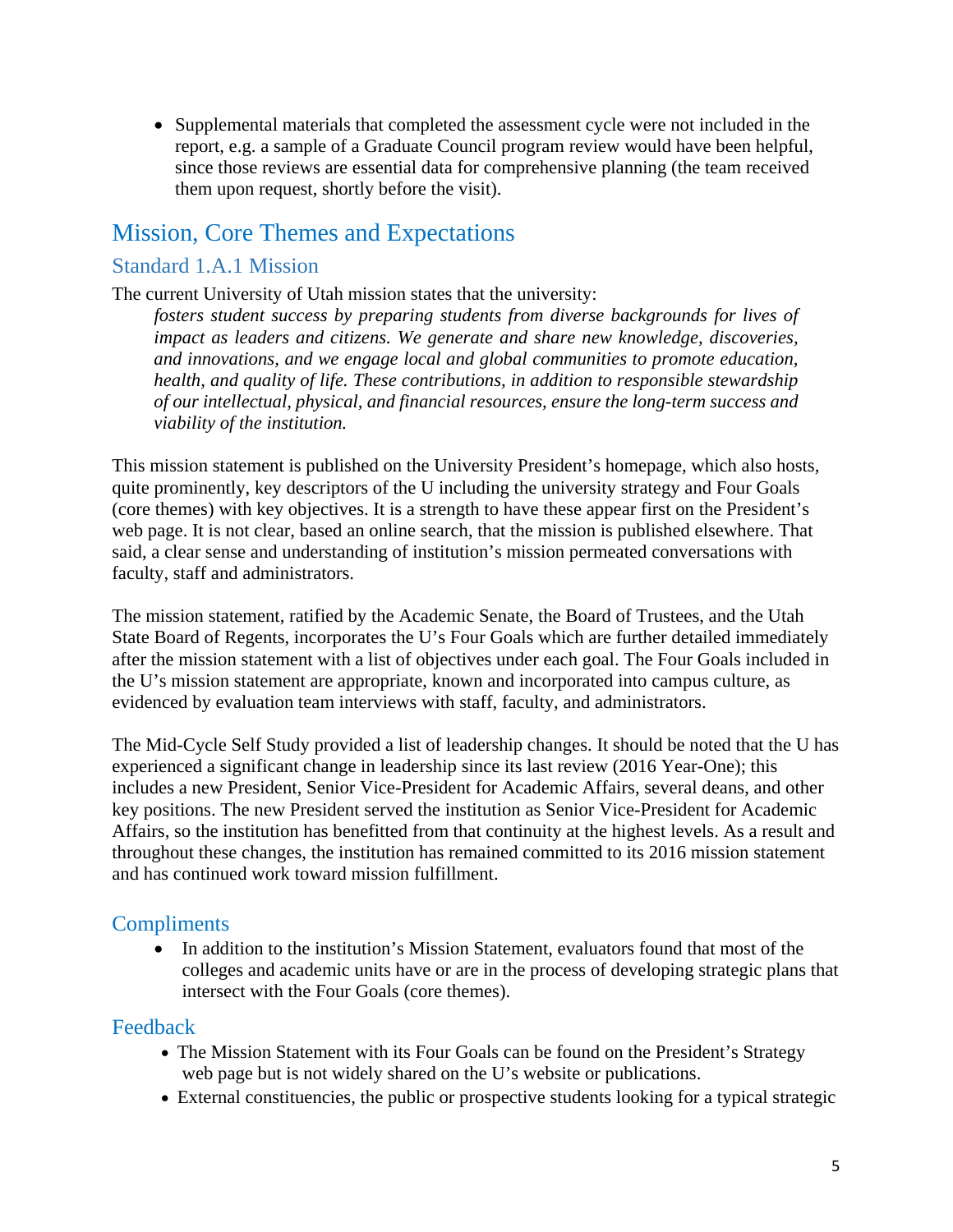- Supplemental materials that completed the assessment cycle were not included in the report, e.g. a sample of a Graduate Council program review would have been helpful, since those reviews are essential data for comprehensive planning (the team received them upon request, shortly before the visit).

## Mission, Core Themes and Expectations

### Standard 1.A.1 Mission

The current University of Utah mission states that the university:

> *fosters student success by preparing students from diverse backgrounds for lives of impact as leaders and citizens. We generate and share new knowledge, discoveries, and innovations, and we engage local and global communities to promote education, health, and quality of life. These contributions, in addition to responsible stewardship of our intellectual, physical, and financial resources, ensure the long-term success and viability of the institution.*

This mission statement is published on the University President's homepage, which also hosts, quite prominently, key descriptors of the U including the university strategy and Four Goals (core themes) with key objectives. It is a strength to have these appear first on the President's web page. It is not clear, based an online search, that the mission is published elsewhere. That said, a clear sense and understanding of institution's mission permeated conversations with faculty, staff and administrators.

The mission statement, ratified by the Academic Senate, the Board of Trustees, and the Utah State Board of Regents, incorporates the U's Four Goals which are further detailed immediately after the mission statement with a list of objectives under each goal. The Four Goals included in the U's mission statement are appropriate, known and incorporated into campus culture, as evidenced by evaluation team interviews with staff, faculty, and administrators.

The Mid-Cycle Self Study provided a list of leadership changes. It should be noted that the U has experienced a significant change in leadership since its last review (2016 Year-One); this includes a new President, Senior Vice-President for Academic Affairs, several deans, and other key positions. The new President served the institution as Senior Vice-President for Academic Affairs, so the institution has benefitted from that continuity at the highest levels. As a result and throughout these changes, the institution has remained committed to its 2016 mission statement and has continued work toward mission fulfillment.

### Compliments

- In addition to the institution's Mission Statement, evaluators found that most of the colleges and academic units have or are in the process of developing strategic plans that intersect with the Four Goals (core themes).

### Feedback

- The Mission Statement with its Four Goals can be found on the President's Strategy web page but is not widely shared on the U's website or publications.
- External constituencies, the public or prospective students looking for a typical strategic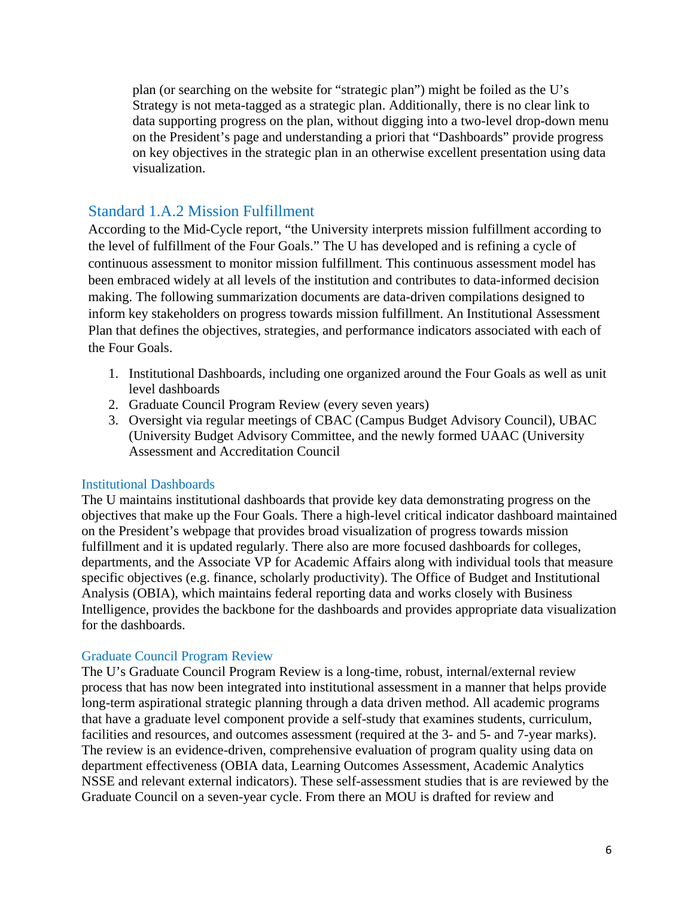plan (or searching on the website for "strategic plan") might be foiled as the U's Strategy is not meta-tagged as a strategic plan. Additionally, there is no clear link to data supporting progress on the plan, without digging into a two-level drop-down menu on the President's page and understanding a priori that "Dashboards" provide progress on key objectives in the strategic plan in an otherwise excellent presentation using data visualization.

## Standard 1.A.2 Mission Fulfillment

According to the Mid-Cycle report, "the University interprets mission fulfillment according to the level of fulfillment of the Four Goals." The U has developed and is refining a cycle of continuous assessment to monitor mission fulfillment. This continuous assessment model has been embraced widely at all levels of the institution and contributes to data-informed decision making. The following summarization documents are data-driven compilations designed to inform key stakeholders on progress towards mission fulfillment. An Institutional Assessment Plan that defines the objectives, strategies, and performance indicators associated with each of the Four Goals.

1. Institutional Dashboards, including one organized around the Four Goals as well as unit level dashboards
2. Graduate Council Program Review (every seven years)
3. Oversight via regular meetings of CBAC (Campus Budget Advisory Council), UBAC (University Budget Advisory Committee, and the newly formed UAAC (University Assessment and Accreditation Council

### Institutional Dashboards

The U maintains institutional dashboards that provide key data demonstrating progress on the objectives that make up the Four Goals. There a high-level critical indicator dashboard maintained on the President's webpage that provides broad visualization of progress towards mission fulfillment and it is updated regularly. There also are more focused dashboards for colleges, departments, and the Associate VP for Academic Affairs along with individual tools that measure specific objectives (e.g. finance, scholarly productivity). The Office of Budget and Institutional Analysis (OBIA), which maintains federal reporting data and works closely with Business Intelligence, provides the backbone for the dashboards and provides appropriate data visualization for the dashboards.

### Graduate Council Program Review

The U's Graduate Council Program Review is a long-time, robust, internal/external review process that has now been integrated into institutional assessment in a manner that helps provide long-term aspirational strategic planning through a data driven method. All academic programs that have a graduate level component provide a self-study that examines students, curriculum, facilities and resources, and outcomes assessment (required at the 3- and 5- and 7-year marks). The review is an evidence-driven, comprehensive evaluation of program quality using data on department effectiveness (OBIA data, Learning Outcomes Assessment, Academic Analytics NSSE and relevant external indicators). These self-assessment studies that is are reviewed by the Graduate Council on a seven-year cycle. From there an MOU is drafted for review and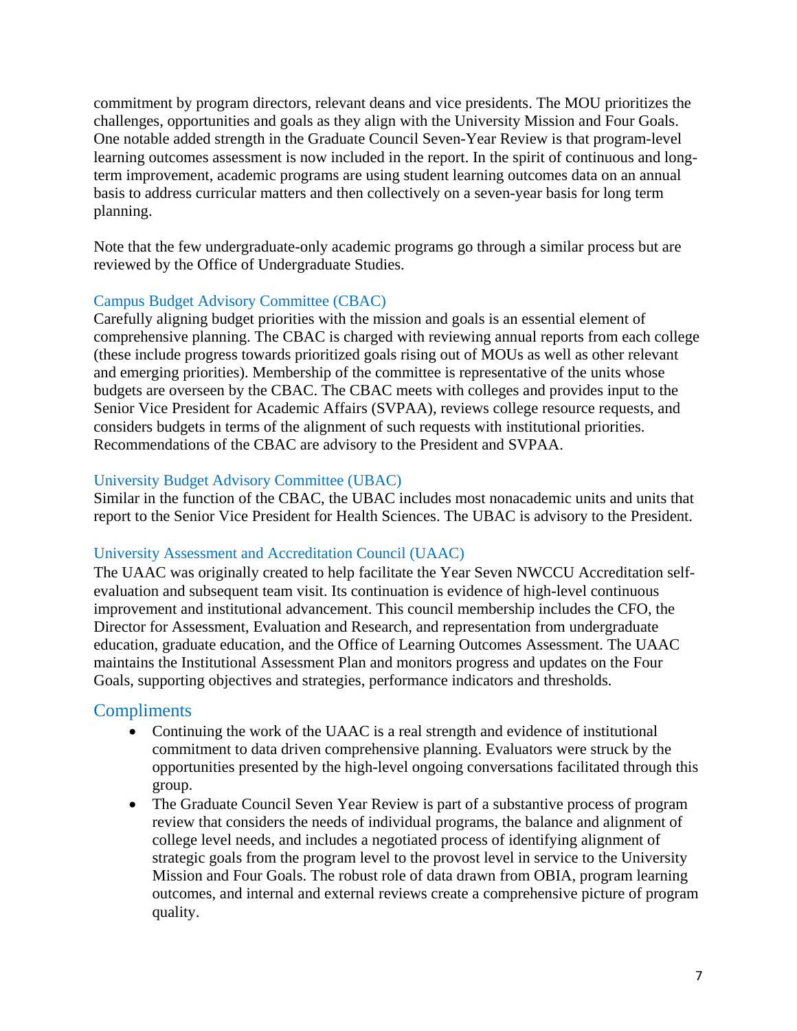commitment by program directors, relevant deans and vice presidents. The MOU prioritizes the challenges, opportunities and goals as they align with the University Mission and Four Goals. One notable added strength in the Graduate Council Seven-Year Review is that program-level learning outcomes assessment is now included in the report. In the spirit of continuous and long-term improvement, academic programs are using student learning outcomes data on an annual basis to address curricular matters and then collectively on a seven-year basis for long term planning.

Note that the few undergraduate-only academic programs go through a similar process but are reviewed by the Office of Undergraduate Studies.

### Campus Budget Advisory Committee (CBAC)

Carefully aligning budget priorities with the mission and goals is an essential element of comprehensive planning. The CBAC is charged with reviewing annual reports from each college (these include progress towards prioritized goals rising out of MOUs as well as other relevant and emerging priorities). Membership of the committee is representative of the units whose budgets are overseen by the CBAC. The CBAC meets with colleges and provides input to the Senior Vice President for Academic Affairs (SVPAA), reviews college resource requests, and considers budgets in terms of the alignment of such requests with institutional priorities. Recommendations of the CBAC are advisory to the President and SVPAA.

### University Budget Advisory Committee (UBAC)

Similar in the function of the CBAC, the UBAC includes most nonacademic units and units that report to the Senior Vice President for Health Sciences. The UBAC is advisory to the President.

### University Assessment and Accreditation Council (UAAC)

The UAAC was originally created to help facilitate the Year Seven NWCCU Accreditation self-evaluation and subsequent team visit. Its continuation is evidence of high-level continuous improvement and institutional advancement. This council membership includes the CFO, the Director for Assessment, Evaluation and Research, and representation from undergraduate education, graduate education, and the Office of Learning Outcomes Assessment. The UAAC maintains the Institutional Assessment Plan and monitors progress and updates on the Four Goals, supporting objectives and strategies, performance indicators and thresholds.

## Compliments

- Continuing the work of the UAAC is a real strength and evidence of institutional commitment to data driven comprehensive planning. Evaluators were struck by the opportunities presented by the high-level ongoing conversations facilitated through this group.
- The Graduate Council Seven Year Review is part of a substantive process of program review that considers the needs of individual programs, the balance and alignment of college level needs, and includes a negotiated process of identifying alignment of strategic goals from the program level to the provost level in service to the University Mission and Four Goals. The robust role of data drawn from OBIA, program learning outcomes, and internal and external reviews create a comprehensive picture of program quality.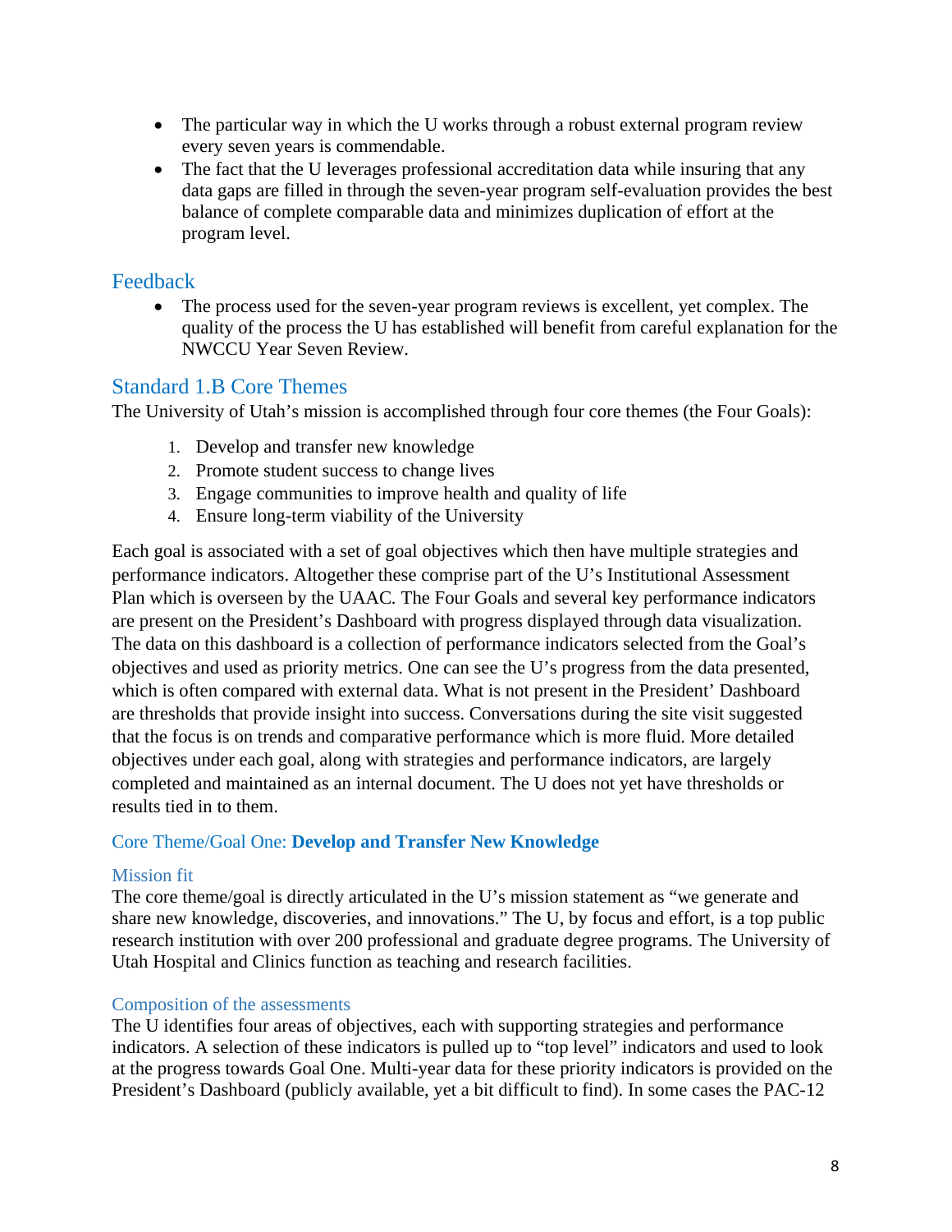- The particular way in which the U works through a robust external program review every seven years is commendable.
- The fact that the U leverages professional accreditation data while insuring that any data gaps are filled in through the seven-year program self-evaluation provides the best balance of complete comparable data and minimizes duplication of effort at the program level.

## Feedback

- The process used for the seven-year program reviews is excellent, yet complex. The quality of the process the U has established will benefit from careful explanation for the NWCCU Year Seven Review.

## Standard 1.B Core Themes

The University of Utah's mission is accomplished through four core themes (the Four Goals):

1. Develop and transfer new knowledge
2. Promote student success to change lives
3. Engage communities to improve health and quality of life
4. Ensure long-term viability of the University

Each goal is associated with a set of goal objectives which then have multiple strategies and performance indicators. Altogether these comprise part of the U's Institutional Assessment Plan which is overseen by the UAAC. The Four Goals and several key performance indicators are present on the President's Dashboard with progress displayed through data visualization. The data on this dashboard is a collection of performance indicators selected from the Goal's objectives and used as priority metrics. One can see the U's progress from the data presented, which is often compared with external data. What is not present in the President' Dashboard are thresholds that provide insight into success. Conversations during the site visit suggested that the focus is on trends and comparative performance which is more fluid. More detailed objectives under each goal, along with strategies and performance indicators, are largely completed and maintained as an internal document. The U does not yet have thresholds or results tied in to them.

### Core Theme/Goal One: **Develop and Transfer New Knowledge**

#### Mission fit

The core theme/goal is directly articulated in the U's mission statement as "we generate and share new knowledge, discoveries, and innovations." The U, by focus and effort, is a top public research institution with over 200 professional and graduate degree programs. The University of Utah Hospital and Clinics function as teaching and research facilities.

#### Composition of the assessments

The U identifies four areas of objectives, each with supporting strategies and performance indicators. A selection of these indicators is pulled up to "top level" indicators and used to look at the progress towards Goal One. Multi-year data for these priority indicators is provided on the President's Dashboard (publicly available, yet a bit difficult to find). In some cases the PAC-12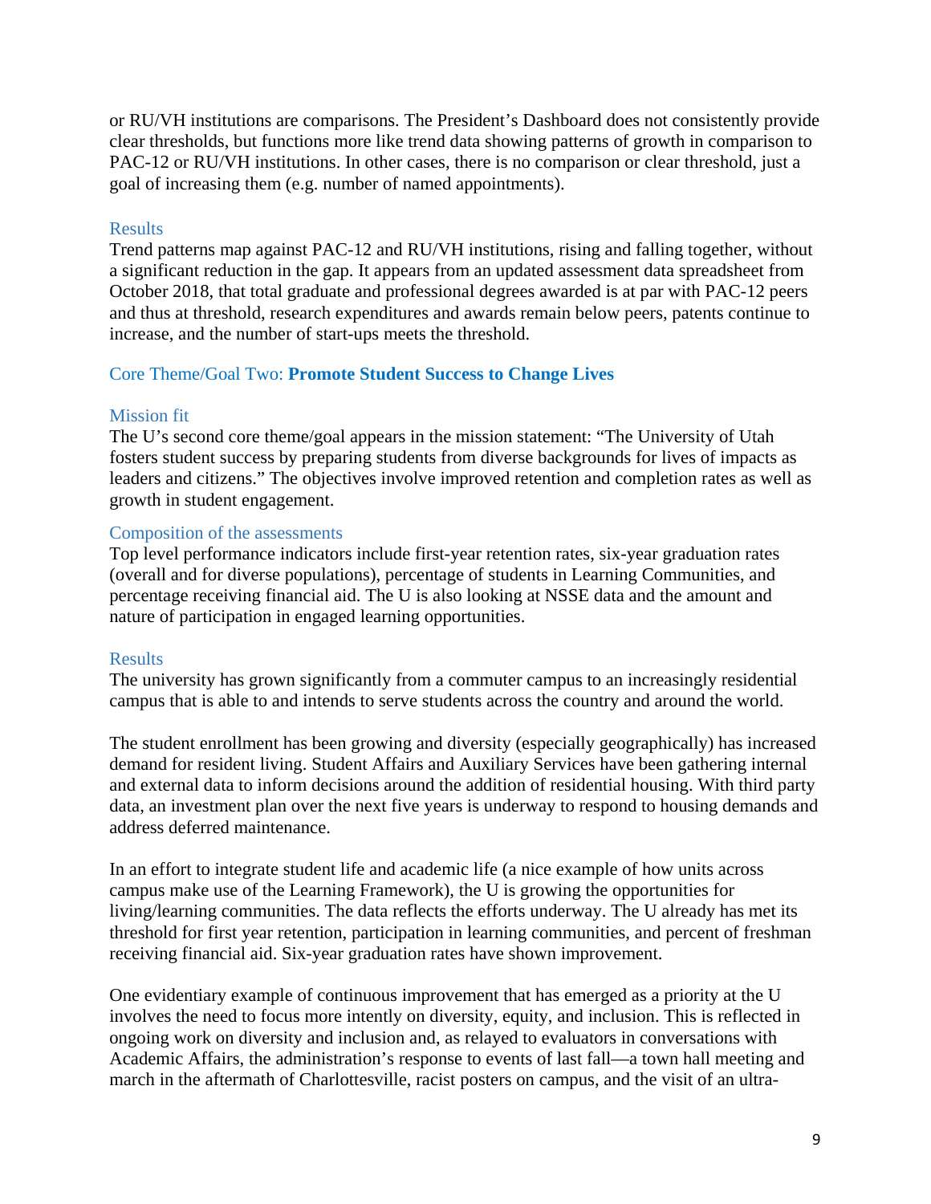or RU/VH institutions are comparisons. The President's Dashboard does not consistently provide clear thresholds, but functions more like trend data showing patterns of growth in comparison to PAC-12 or RU/VH institutions. In other cases, there is no comparison or clear threshold, just a goal of increasing them (e.g. number of named appointments).

### Results

Trend patterns map against PAC-12 and RU/VH institutions, rising and falling together, without a significant reduction in the gap. It appears from an updated assessment data spreadsheet from October 2018, that total graduate and professional degrees awarded is at par with PAC-12 peers and thus at threshold, research expenditures and awards remain below peers, patents continue to increase, and the number of start-ups meets the threshold.

## Core Theme/Goal Two: **Promote Student Success to Change Lives**

### Mission fit

The U's second core theme/goal appears in the mission statement: "The University of Utah fosters student success by preparing students from diverse backgrounds for lives of impacts as leaders and citizens." The objectives involve improved retention and completion rates as well as growth in student engagement.

### Composition of the assessments

Top level performance indicators include first-year retention rates, six-year graduation rates (overall and for diverse populations), percentage of students in Learning Communities, and percentage receiving financial aid. The U is also looking at NSSE data and the amount and nature of participation in engaged learning opportunities.

### Results

The university has grown significantly from a commuter campus to an increasingly residential campus that is able to and intends to serve students across the country and around the world.

The student enrollment has been growing and diversity (especially geographically) has increased demand for resident living. Student Affairs and Auxiliary Services have been gathering internal and external data to inform decisions around the addition of residential housing. With third party data, an investment plan over the next five years is underway to respond to housing demands and address deferred maintenance.

In an effort to integrate student life and academic life (a nice example of how units across campus make use of the Learning Framework), the U is growing the opportunities for living/learning communities. The data reflects the efforts underway. The U already has met its threshold for first year retention, participation in learning communities, and percent of freshman receiving financial aid. Six-year graduation rates have shown improvement.

One evidentiary example of continuous improvement that has emerged as a priority at the U involves the need to focus more intently on diversity, equity, and inclusion. This is reflected in ongoing work on diversity and inclusion and, as relayed to evaluators in conversations with Academic Affairs, the administration's response to events of last fall—a town hall meeting and march in the aftermath of Charlottesville, racist posters on campus, and the visit of an ultra-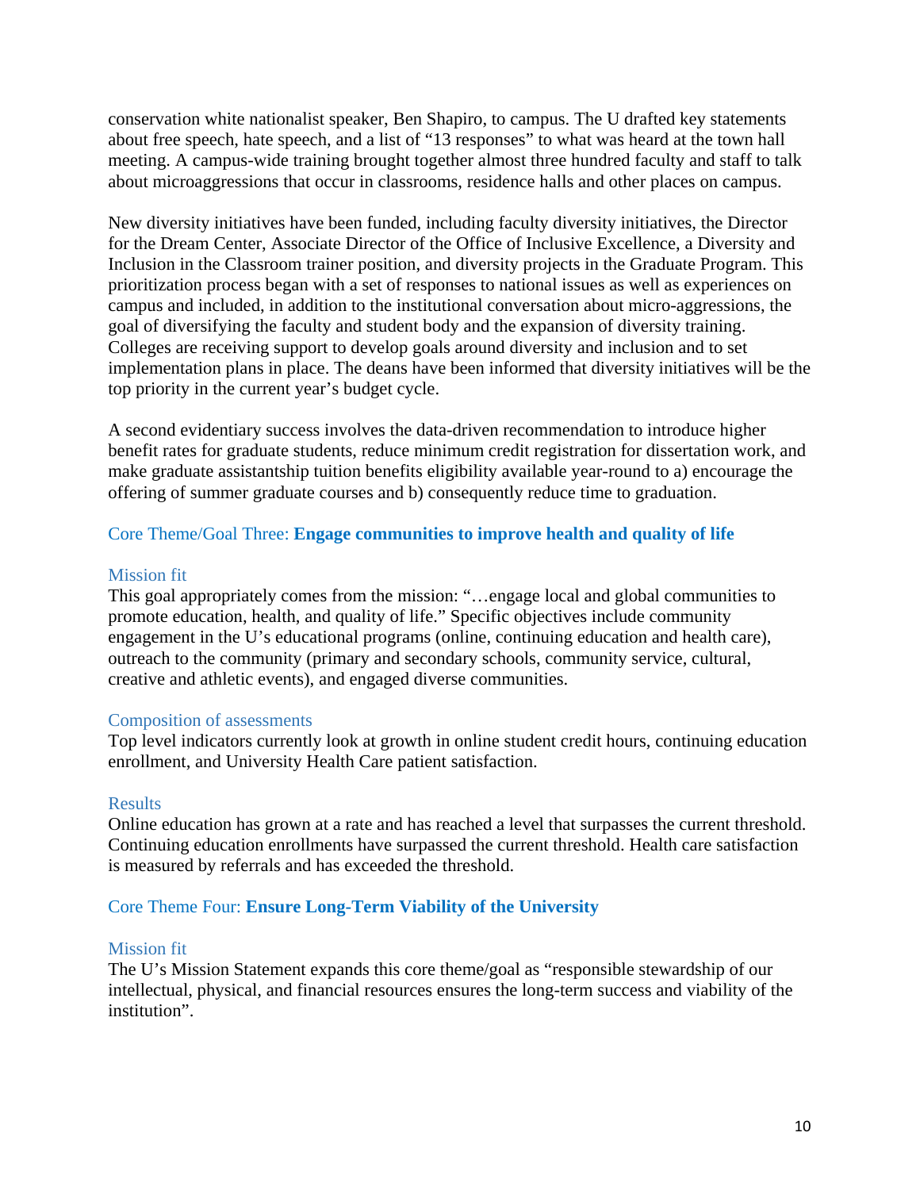conservation white nationalist speaker, Ben Shapiro, to campus. The U drafted key statements about free speech, hate speech, and a list of "13 responses" to what was heard at the town hall meeting. A campus-wide training brought together almost three hundred faculty and staff to talk about microaggressions that occur in classrooms, residence halls and other places on campus.

New diversity initiatives have been funded, including faculty diversity initiatives, the Director for the Dream Center, Associate Director of the Office of Inclusive Excellence, a Diversity and Inclusion in the Classroom trainer position, and diversity projects in the Graduate Program. This prioritization process began with a set of responses to national issues as well as experiences on campus and included, in addition to the institutional conversation about micro-aggressions, the goal of diversifying the faculty and student body and the expansion of diversity training. Colleges are receiving support to develop goals around diversity and inclusion and to set implementation plans in place. The deans have been informed that diversity initiatives will be the top priority in the current year's budget cycle.

A second evidentiary success involves the data-driven recommendation to introduce higher benefit rates for graduate students, reduce minimum credit registration for dissertation work, and make graduate assistantship tuition benefits eligibility available year-round to a) encourage the offering of summer graduate courses and b) consequently reduce time to graduation.

## Core Theme/Goal Three: **Engage communities to improve health and quality of life**

### Mission fit

This goal appropriately comes from the mission: "…engage local and global communities to promote education, health, and quality of life." Specific objectives include community engagement in the U's educational programs (online, continuing education and health care), outreach to the community (primary and secondary schools, community service, cultural, creative and athletic events), and engaged diverse communities.

### Composition of assessments

Top level indicators currently look at growth in online student credit hours, continuing education enrollment, and University Health Care patient satisfaction.

### Results

Online education has grown at a rate and has reached a level that surpasses the current threshold. Continuing education enrollments have surpassed the current threshold. Health care satisfaction is measured by referrals and has exceeded the threshold.

## Core Theme Four: **Ensure Long-Term Viability of the University**

### Mission fit

The U's Mission Statement expands this core theme/goal as "responsible stewardship of our intellectual, physical, and financial resources ensures the long-term success and viability of the institution".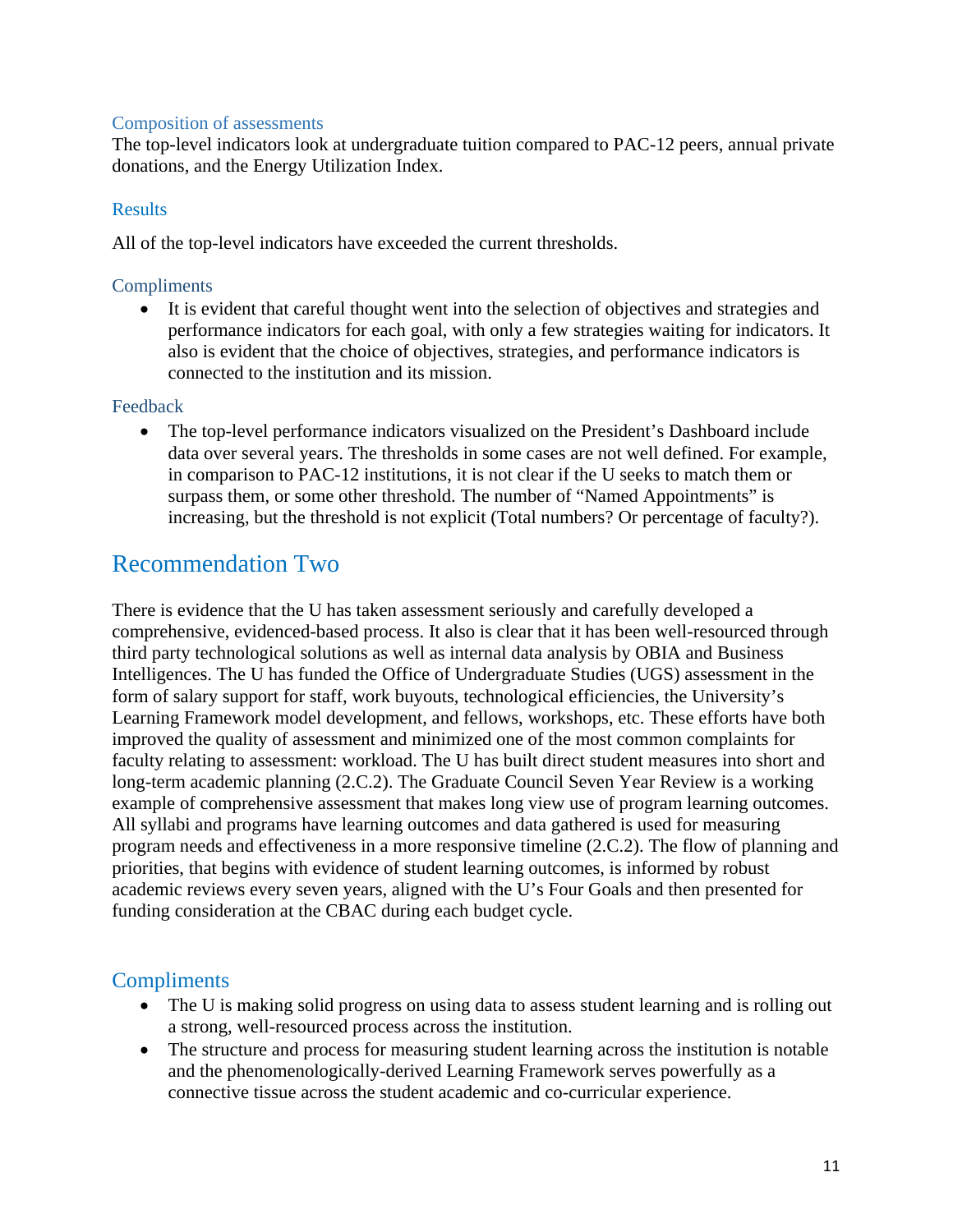### Composition of assessments

The top-level indicators look at undergraduate tuition compared to PAC-12 peers, annual private donations, and the Energy Utilization Index.

### Results

All of the top-level indicators have exceeded the current thresholds.

### Compliments

- It is evident that careful thought went into the selection of objectives and strategies and performance indicators for each goal, with only a few strategies waiting for indicators. It also is evident that the choice of objectives, strategies, and performance indicators is connected to the institution and its mission.

### Feedback

- The top-level performance indicators visualized on the President's Dashboard include data over several years. The thresholds in some cases are not well defined. For example, in comparison to PAC-12 institutions, it is not clear if the U seeks to match them or surpass them, or some other threshold. The number of "Named Appointments" is increasing, but the threshold is not explicit (Total numbers? Or percentage of faculty?).

## Recommendation Two

There is evidence that the U has taken assessment seriously and carefully developed a comprehensive, evidenced-based process. It also is clear that it has been well-resourced through third party technological solutions as well as internal data analysis by OBIA and Business Intelligences. The U has funded the Office of Undergraduate Studies (UGS) assessment in the form of salary support for staff, work buyouts, technological efficiencies, the University's Learning Framework model development, and fellows, workshops, etc. These efforts have both improved the quality of assessment and minimized one of the most common complaints for faculty relating to assessment: workload. The U has built direct student measures into short and long-term academic planning (2.C.2). The Graduate Council Seven Year Review is a working example of comprehensive assessment that makes long view use of program learning outcomes. All syllabi and programs have learning outcomes and data gathered is used for measuring program needs and effectiveness in a more responsive timeline (2.C.2). The flow of planning and priorities, that begins with evidence of student learning outcomes, is informed by robust academic reviews every seven years, aligned with the U's Four Goals and then presented for funding consideration at the CBAC during each budget cycle.

### Compliments

- The U is making solid progress on using data to assess student learning and is rolling out a strong, well-resourced process across the institution.
- The structure and process for measuring student learning across the institution is notable and the phenomenologically-derived Learning Framework serves powerfully as a connective tissue across the student academic and co-curricular experience.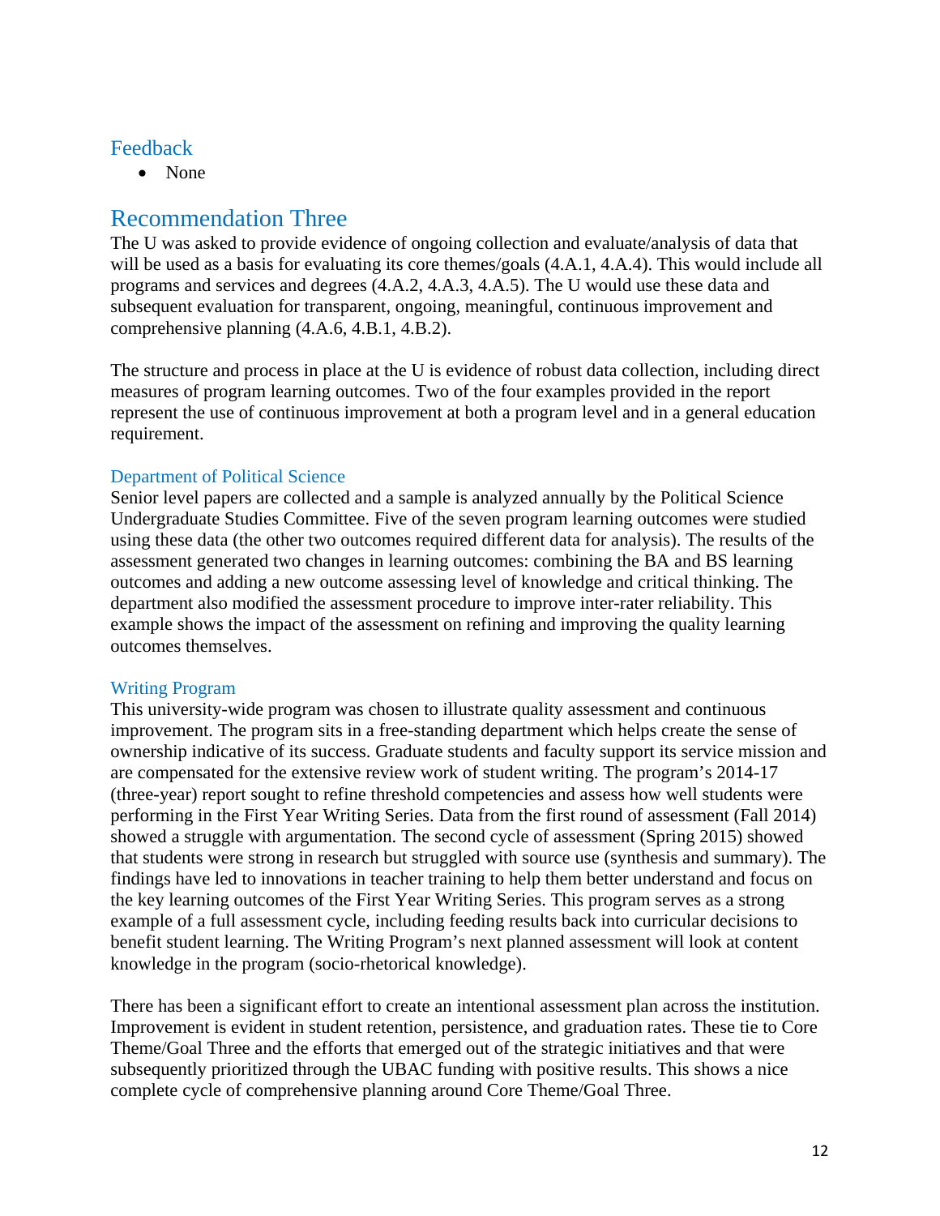### Feedback

- None

## Recommendation Three

The U was asked to provide evidence of ongoing collection and evaluate/analysis of data that will be used as a basis for evaluating its core themes/goals (4.A.1, 4.A.4). This would include all programs and services and degrees (4.A.2, 4.A.3, 4.A.5). The U would use these data and subsequent evaluation for transparent, ongoing, meaningful, continuous improvement and comprehensive planning (4.A.6, 4.B.1, 4.B.2).

The structure and process in place at the U is evidence of robust data collection, including direct measures of program learning outcomes. Two of the four examples provided in the report represent the use of continuous improvement at both a program level and in a general education requirement.

### Department of Political Science

Senior level papers are collected and a sample is analyzed annually by the Political Science Undergraduate Studies Committee. Five of the seven program learning outcomes were studied using these data (the other two outcomes required different data for analysis). The results of the assessment generated two changes in learning outcomes: combining the BA and BS learning outcomes and adding a new outcome assessing level of knowledge and critical thinking. The department also modified the assessment procedure to improve inter-rater reliability. This example shows the impact of the assessment on refining and improving the quality learning outcomes themselves.

### Writing Program

This university-wide program was chosen to illustrate quality assessment and continuous improvement. The program sits in a free-standing department which helps create the sense of ownership indicative of its success. Graduate students and faculty support its service mission and are compensated for the extensive review work of student writing. The program's 2014-17 (three-year) report sought to refine threshold competencies and assess how well students were performing in the First Year Writing Series. Data from the first round of assessment (Fall 2014) showed a struggle with argumentation. The second cycle of assessment (Spring 2015) showed that students were strong in research but struggled with source use (synthesis and summary). The findings have led to innovations in teacher training to help them better understand and focus on the key learning outcomes of the First Year Writing Series. This program serves as a strong example of a full assessment cycle, including feeding results back into curricular decisions to benefit student learning. The Writing Program's next planned assessment will look at content knowledge in the program (socio-rhetorical knowledge).

There has been a significant effort to create an intentional assessment plan across the institution. Improvement is evident in student retention, persistence, and graduation rates. These tie to Core Theme/Goal Three and the efforts that emerged out of the strategic initiatives and that were subsequently prioritized through the UBAC funding with positive results. This shows a nice complete cycle of comprehensive planning around Core Theme/Goal Three.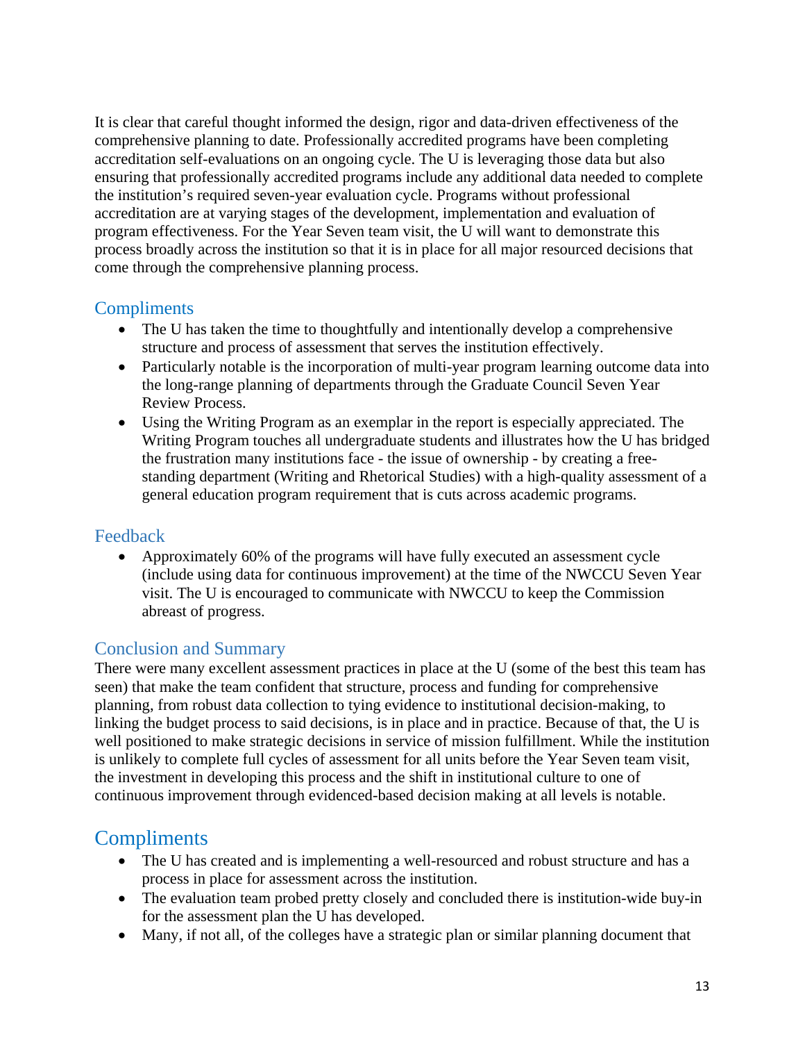It is clear that careful thought informed the design, rigor and data-driven effectiveness of the comprehensive planning to date. Professionally accredited programs have been completing accreditation self-evaluations on an ongoing cycle. The U is leveraging those data but also ensuring that professionally accredited programs include any additional data needed to complete the institution's required seven-year evaluation cycle. Programs without professional accreditation are at varying stages of the development, implementation and evaluation of program effectiveness. For the Year Seven team visit, the U will want to demonstrate this process broadly across the institution so that it is in place for all major resourced decisions that come through the comprehensive planning process.

### Compliments

- The U has taken the time to thoughtfully and intentionally develop a comprehensive structure and process of assessment that serves the institution effectively.
- Particularly notable is the incorporation of multi-year program learning outcome data into the long-range planning of departments through the Graduate Council Seven Year Review Process.
- Using the Writing Program as an exemplar in the report is especially appreciated. The Writing Program touches all undergraduate students and illustrates how the U has bridged the frustration many institutions face - the issue of ownership - by creating a free-standing department (Writing and Rhetorical Studies) with a high-quality assessment of a general education program requirement that is cuts across academic programs.

### Feedback

- Approximately 60% of the programs will have fully executed an assessment cycle (include using data for continuous improvement) at the time of the NWCCU Seven Year visit. The U is encouraged to communicate with NWCCU to keep the Commission abreast of progress.

### Conclusion and Summary

There were many excellent assessment practices in place at the U (some of the best this team has seen) that make the team confident that structure, process and funding for comprehensive planning, from robust data collection to tying evidence to institutional decision-making, to linking the budget process to said decisions, is in place and in practice. Because of that, the U is well positioned to make strategic decisions in service of mission fulfillment. While the institution is unlikely to complete full cycles of assessment for all units before the Year Seven team visit, the investment in developing this process and the shift in institutional culture to one of continuous improvement through evidenced-based decision making at all levels is notable.

## Compliments

- The U has created and is implementing a well-resourced and robust structure and has a process in place for assessment across the institution.
- The evaluation team probed pretty closely and concluded there is institution-wide buy-in for the assessment plan the U has developed.
- Many, if not all, of the colleges have a strategic plan or similar planning document that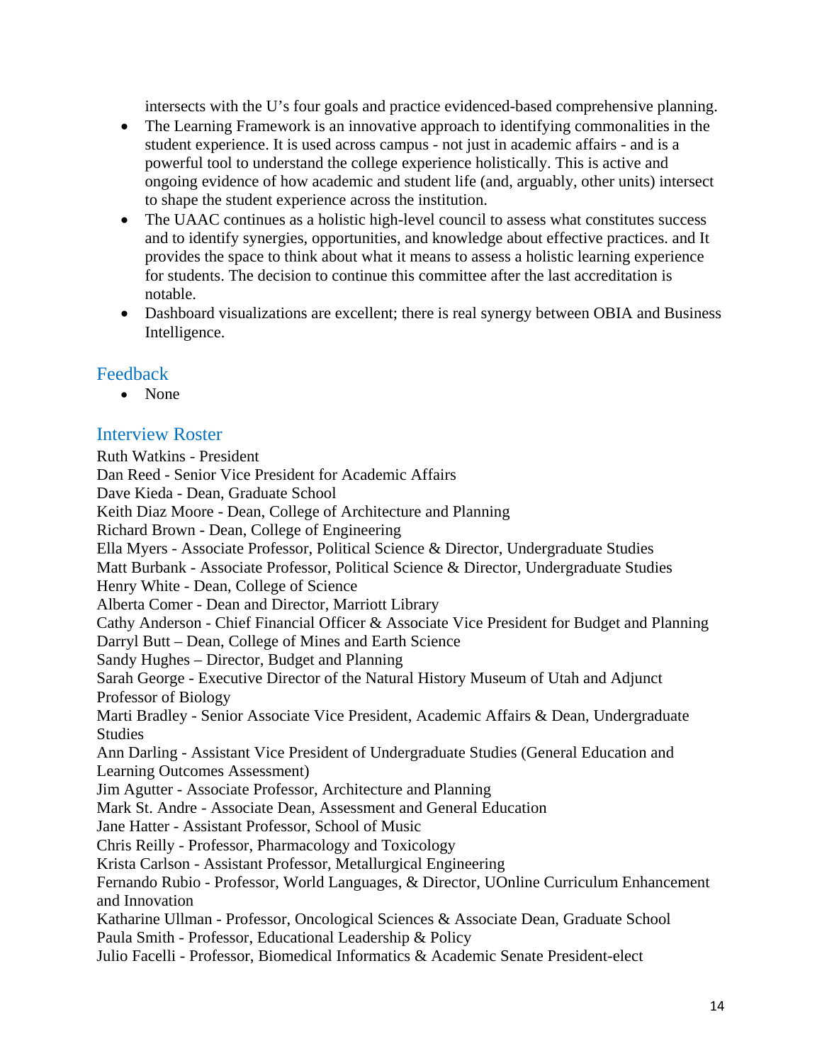intersects with the U's four goals and practice evidenced-based comprehensive planning.

- The Learning Framework is an innovative approach to identifying commonalities in the student experience. It is used across campus - not just in academic affairs - and is a powerful tool to understand the college experience holistically. This is active and ongoing evidence of how academic and student life (and, arguably, other units) intersect to shape the student experience across the institution.
- The UAAC continues as a holistic high-level council to assess what constitutes success and to identify synergies, opportunities, and knowledge about effective practices. and It provides the space to think about what it means to assess a holistic learning experience for students. The decision to continue this committee after the last accreditation is notable.
- Dashboard visualizations are excellent; there is real synergy between OBIA and Business Intelligence.

## Feedback

- None

## Interview Roster

Ruth Watkins - President
Dan Reed - Senior Vice President for Academic Affairs
Dave Kieda - Dean, Graduate School
Keith Diaz Moore - Dean, College of Architecture and Planning
Richard Brown - Dean, College of Engineering
Ella Myers - Associate Professor, Political Science & Director, Undergraduate Studies
Matt Burbank - Associate Professor, Political Science & Director, Undergraduate Studies
Henry White - Dean, College of Science
Alberta Comer - Dean and Director, Marriott Library
Cathy Anderson - Chief Financial Officer & Associate Vice President for Budget and Planning
Darryl Butt – Dean, College of Mines and Earth Science
Sandy Hughes – Director, Budget and Planning
Sarah George - Executive Director of the Natural History Museum of Utah and Adjunct Professor of Biology
Marti Bradley - Senior Associate Vice President, Academic Affairs & Dean, Undergraduate Studies
Ann Darling - Assistant Vice President of Undergraduate Studies (General Education and Learning Outcomes Assessment)
Jim Agutter - Associate Professor, Architecture and Planning
Mark St. Andre - Associate Dean, Assessment and General Education
Jane Hatter - Assistant Professor, School of Music
Chris Reilly - Professor, Pharmacology and Toxicology
Krista Carlson - Assistant Professor, Metallurgical Engineering
Fernando Rubio - Professor, World Languages, & Director, UOnline Curriculum Enhancement and Innovation
Katharine Ullman - Professor, Oncological Sciences & Associate Dean, Graduate School
Paula Smith - Professor, Educational Leadership & Policy
Julio Facelli - Professor, Biomedical Informatics & Academic Senate President-elect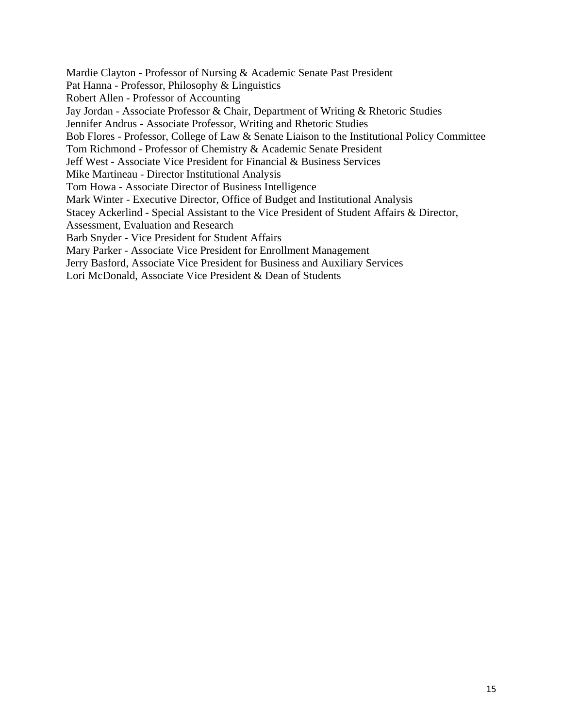Mardie Clayton - Professor of Nursing & Academic Senate Past President
Pat Hanna - Professor, Philosophy & Linguistics
Robert Allen - Professor of Accounting
Jay Jordan - Associate Professor & Chair, Department of Writing & Rhetoric Studies
Jennifer Andrus - Associate Professor, Writing and Rhetoric Studies
Bob Flores - Professor, College of Law & Senate Liaison to the Institutional Policy Committee
Tom Richmond - Professor of Chemistry & Academic Senate President
Jeff West - Associate Vice President for Financial & Business Services
Mike Martineau - Director Institutional Analysis
Tom Howa - Associate Director of Business Intelligence
Mark Winter - Executive Director, Office of Budget and Institutional Analysis
Stacey Ackerlind - Special Assistant to the Vice President of Student Affairs & Director, Assessment, Evaluation and Research
Barb Snyder - Vice President for Student Affairs
Mary Parker - Associate Vice President for Enrollment Management
Jerry Basford, Associate Vice President for Business and Auxiliary Services
Lori McDonald, Associate Vice President & Dean of Students